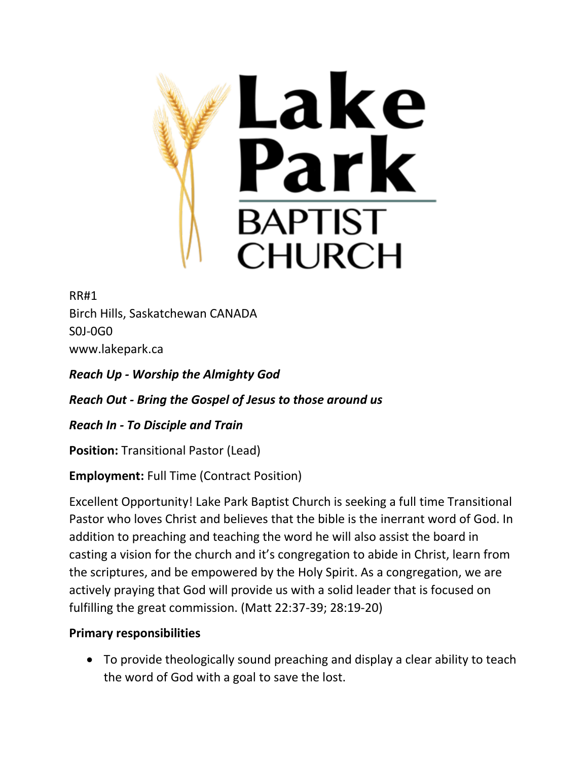# Lake Park BAPTIST CHURCH

RR#1
Birch Hills, Saskatchewan CANADA
S0J-0G0
www.lakepark.ca

***Reach Up - Worship the Almighty God***

***Reach Out - Bring the Gospel of Jesus to those around us***

***Reach In - To Disciple and Train***

**Position:** Transitional Pastor (Lead)

**Employment:** Full Time (Contract Position)

Excellent Opportunity! Lake Park Baptist Church is seeking a full time Transitional Pastor who loves Christ and believes that the bible is the inerrant word of God. In addition to preaching and teaching the word he will also assist the board in casting a vision for the church and it's congregation to abide in Christ, learn from the scriptures, and be empowered by the Holy Spirit. As a congregation, we are actively praying that God will provide us with a solid leader that is focused on fulfilling the great commission. (Matt 22:37-39; 28:19-20)

**Primary responsibilities**

- To provide theologically sound preaching and display a clear ability to teach the word of God with a goal to save the lost.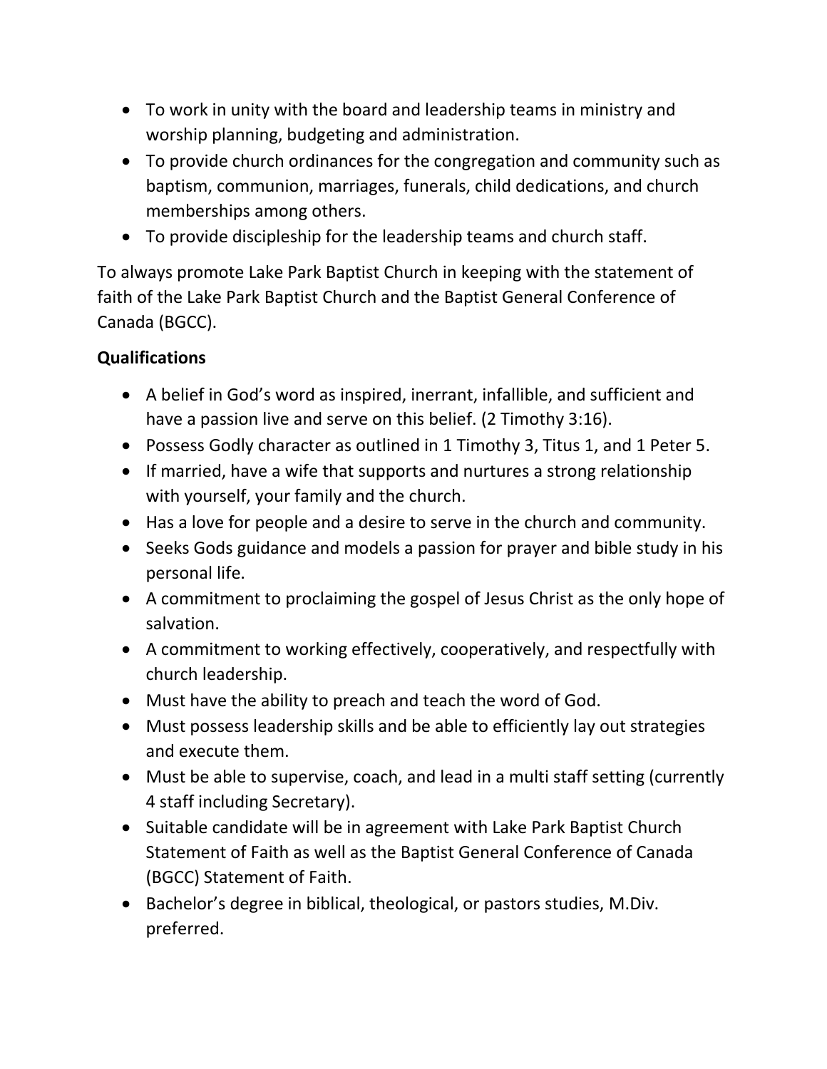- To work in unity with the board and leadership teams in ministry and worship planning, budgeting and administration.
- To provide church ordinances for the congregation and community such as baptism, communion, marriages, funerals, child dedications, and church memberships among others.
- To provide discipleship for the leadership teams and church staff.

To always promote Lake Park Baptist Church in keeping with the statement of faith of the Lake Park Baptist Church and the Baptist General Conference of Canada (BGCC).

**Qualifications**

- A belief in God's word as inspired, inerrant, infallible, and sufficient and have a passion live and serve on this belief. (2 Timothy 3:16).
- Possess Godly character as outlined in 1 Timothy 3, Titus 1, and 1 Peter 5.
- If married, have a wife that supports and nurtures a strong relationship with yourself, your family and the church.
- Has a love for people and a desire to serve in the church and community.
- Seeks Gods guidance and models a passion for prayer and bible study in his personal life.
- A commitment to proclaiming the gospel of Jesus Christ as the only hope of salvation.
- A commitment to working effectively, cooperatively, and respectfully with church leadership.
- Must have the ability to preach and teach the word of God.
- Must possess leadership skills and be able to efficiently lay out strategies and execute them.
- Must be able to supervise, coach, and lead in a multi staff setting (currently 4 staff including Secretary).
- Suitable candidate will be in agreement with Lake Park Baptist Church Statement of Faith as well as the Baptist General Conference of Canada (BGCC) Statement of Faith.
- Bachelor's degree in biblical, theological, or pastors studies, M.Div. preferred.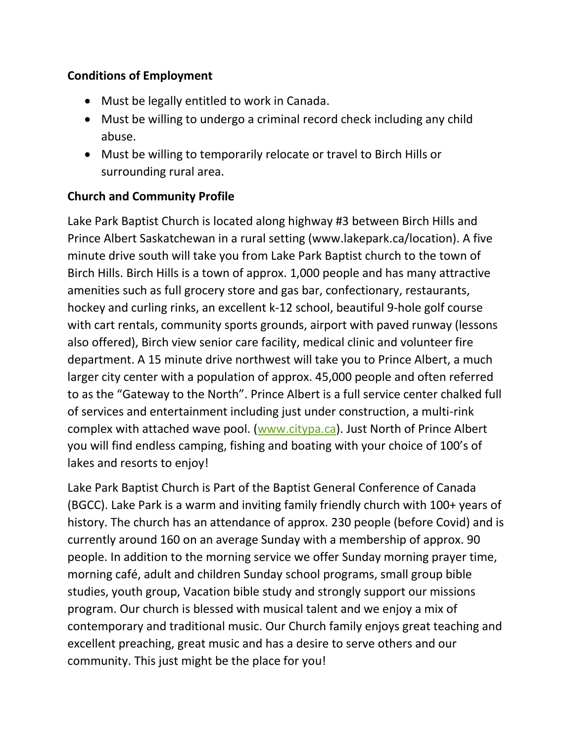**Conditions of Employment**

- Must be legally entitled to work in Canada.
- Must be willing to undergo a criminal record check including any child abuse.
- Must be willing to temporarily relocate or travel to Birch Hills or surrounding rural area.

**Church and Community Profile**

Lake Park Baptist Church is located along highway #3 between Birch Hills and Prince Albert Saskatchewan in a rural setting (www.lakepark.ca/location). A five minute drive south will take you from Lake Park Baptist church to the town of Birch Hills. Birch Hills is a town of approx. 1,000 people and has many attractive amenities such as full grocery store and gas bar, confectionary, restaurants, hockey and curling rinks, an excellent k-12 school, beautiful 9-hole golf course with cart rentals, community sports grounds, airport with paved runway (lessons also offered), Birch view senior care facility, medical clinic and volunteer fire department. A 15 minute drive northwest will take you to Prince Albert, a much larger city center with a population of approx. 45,000 people and often referred to as the "Gateway to the North". Prince Albert is a full service center chalked full of services and entertainment including just under construction, a multi-rink complex with attached wave pool. ([www.citypa.ca](www.citypa.ca)). Just North of Prince Albert you will find endless camping, fishing and boating with your choice of 100's of lakes and resorts to enjoy!

Lake Park Baptist Church is Part of the Baptist General Conference of Canada (BGCC). Lake Park is a warm and inviting family friendly church with 100+ years of history. The church has an attendance of approx. 230 people (before Covid) and is currently around 160 on an average Sunday with a membership of approx. 90 people. In addition to the morning service we offer Sunday morning prayer time, morning café, adult and children Sunday school programs, small group bible studies, youth group, Vacation bible study and strongly support our missions program. Our church is blessed with musical talent and we enjoy a mix of contemporary and traditional music. Our Church family enjoys great teaching and excellent preaching, great music and has a desire to serve others and our community. This just might be the place for you!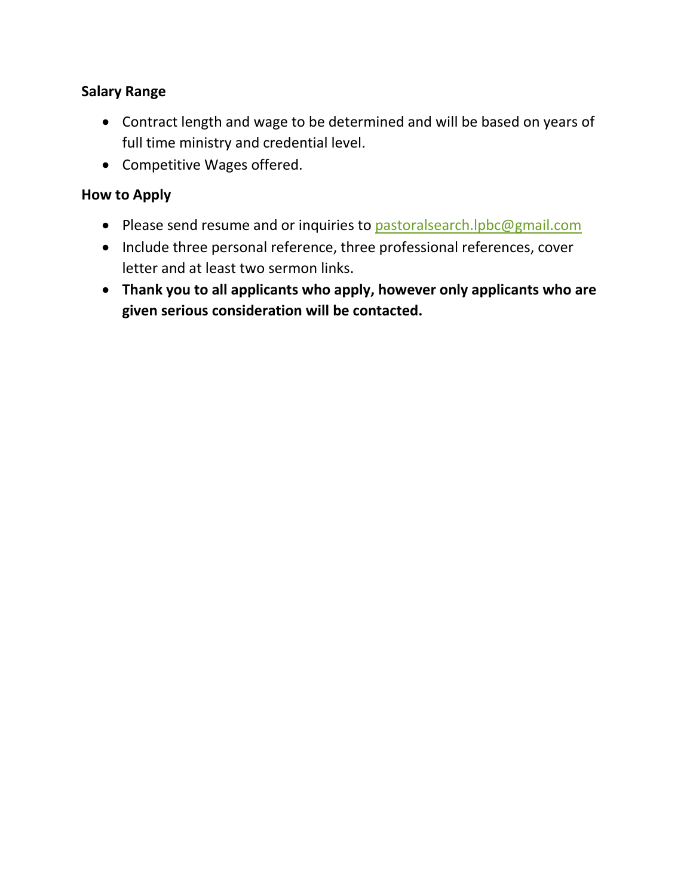**Salary Range**

- Contract length and wage to be determined and will be based on years of full time ministry and credential level.
- Competitive Wages offered.

**How to Apply**

- Please send resume and or inquiries to pastoralsearch.lpbc@gmail.com
- Include three personal reference, three professional references, cover letter and at least two sermon links.
- **Thank you to all applicants who apply, however only applicants who are given serious consideration will be contacted.**